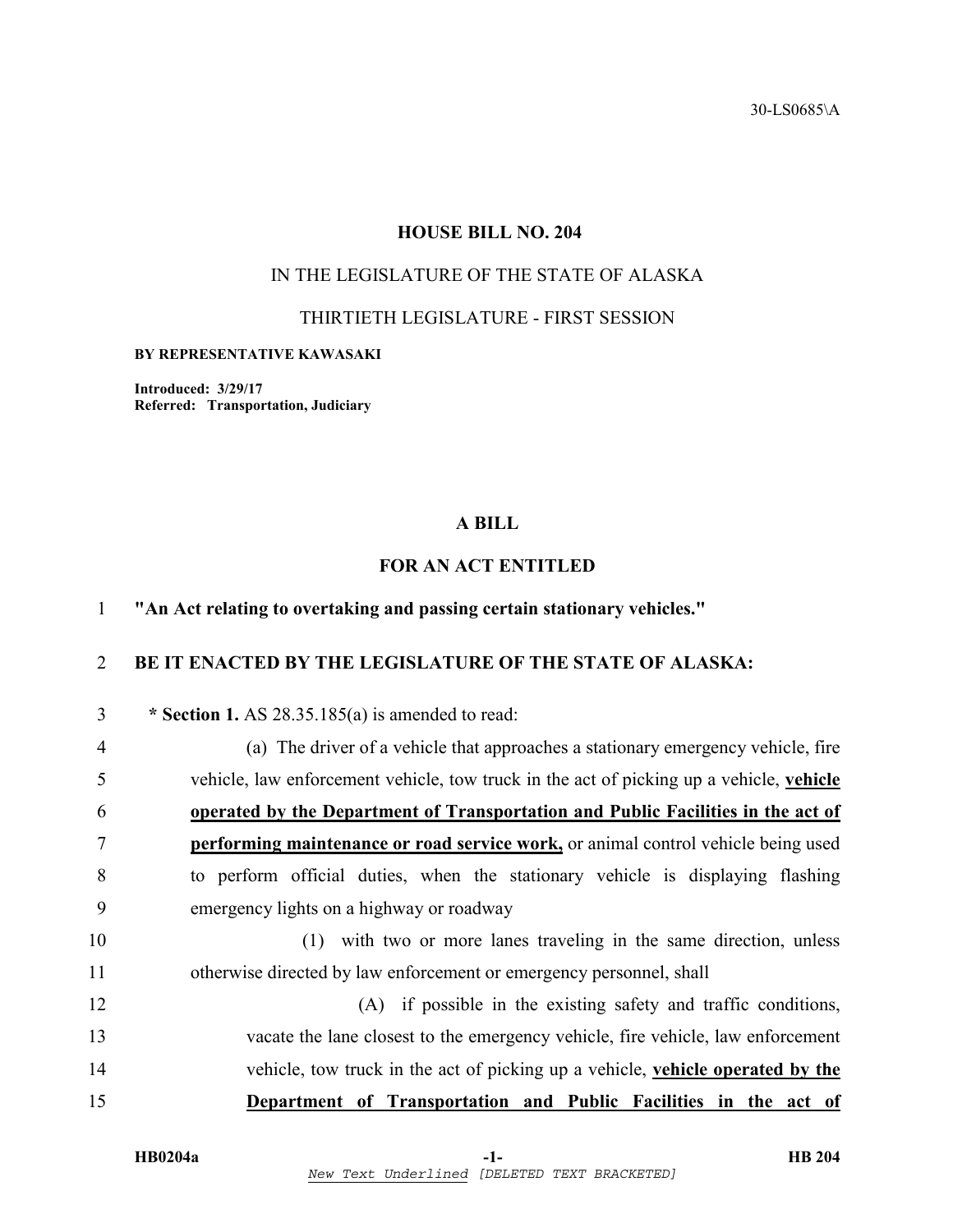30-LS0685\A

# HOUSE BILL NO. 204

## IN THE LEGISLATURE OF THE STATE OF ALASKA

## THIRTIETH LEGISLATURE - FIRST SESSION

**BY REPRESENTATIVE KAWASAKI**

**Introduced: 3/29/17**
**Referred: Transportation, Judiciary**

## A BILL

## FOR AN ACT ENTITLED

**"An Act relating to overtaking and passing certain stationary vehicles."**

**BE IT ENACTED BY THE LEGISLATURE OF THE STATE OF ALASKA:**

**\* Section 1.** AS 28.35.185(a) is amended to read:

(a) The driver of a vehicle that approaches a stationary emergency vehicle, fire vehicle, law enforcement vehicle, tow truck in the act of picking up a vehicle, **<u>vehicle operated by the Department of Transportation and Public Facilities in the act of performing maintenance or road service work,</u>** or animal control vehicle being used to perform official duties, when the stationary vehicle is displaying flashing emergency lights on a highway or roadway

(1) with two or more lanes traveling in the same direction, unless otherwise directed by law enforcement or emergency personnel, shall

(A) if possible in the existing safety and traffic conditions, vacate the lane closest to the emergency vehicle, fire vehicle, law enforcement vehicle, tow truck in the act of picking up a vehicle, **<u>vehicle operated by the Department of Transportation and Public Facilities in the act of</u>**

*New Text Underlined [DELETED TEXT BRACKETED]*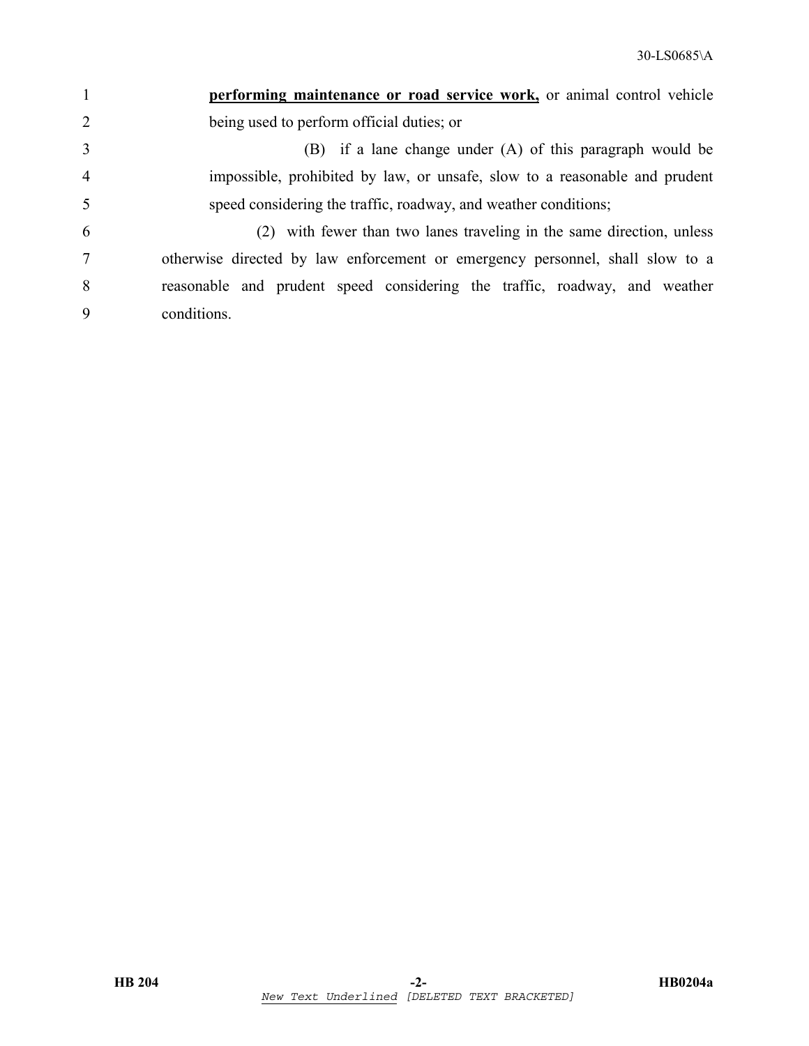**performing maintenance or road service work,** or animal control vehicle being used to perform official duties; or

(B) if a lane change under (A) of this paragraph would be impossible, prohibited by law, or unsafe, slow to a reasonable and prudent speed considering the traffic, roadway, and weather conditions;

(2) with fewer than two lanes traveling in the same direction, unless otherwise directed by law enforcement or emergency personnel, shall slow to a reasonable and prudent speed considering the traffic, roadway, and weather conditions.